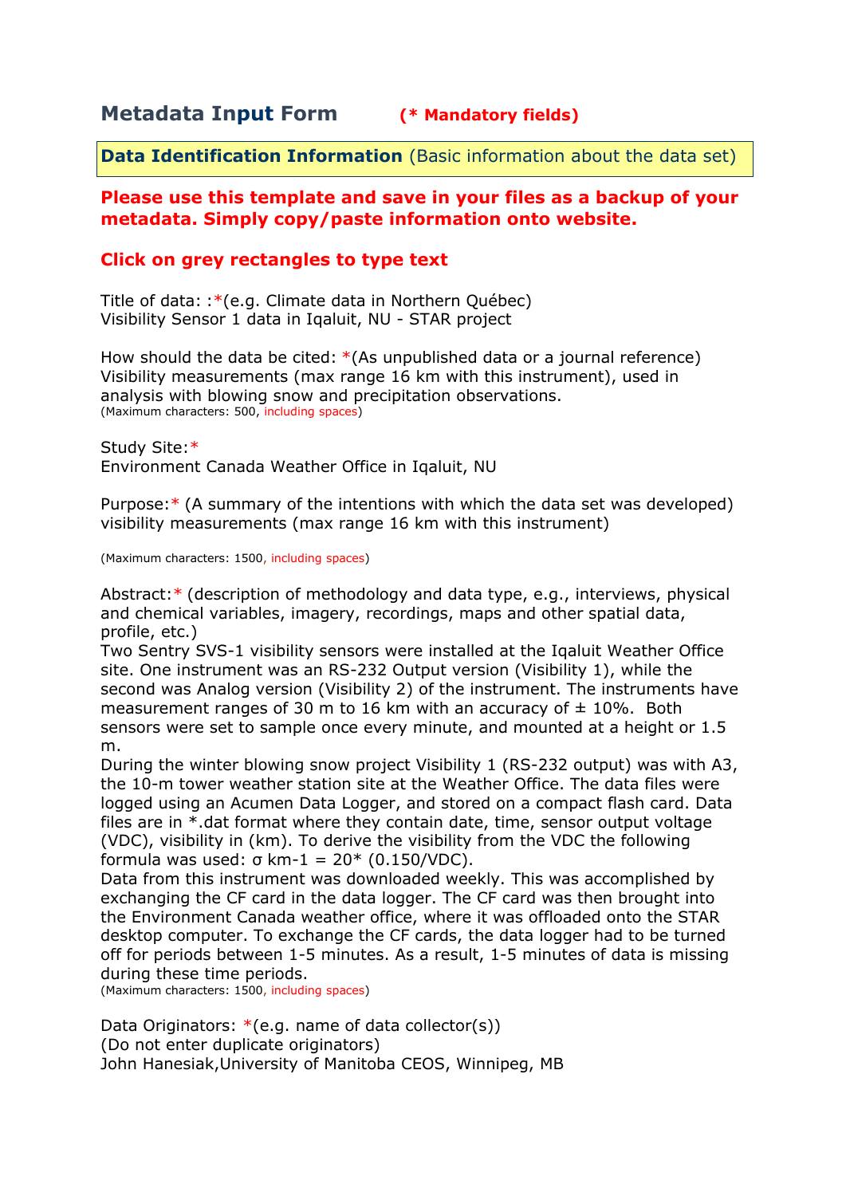## Metadata Input Form **(* Mandatory fields)**

**Data Identification Information** (Basic information about the data set)

**Please use this template and save in your files as a backup of your metadata. Simply copy/paste information onto website.**

**Click on grey rectangles to type text**

Title of data: :*(e.g. Climate data in Northern Québec)
Visibility Sensor 1 data in Iqaluit, NU - STAR project

How should the data be cited: *(As unpublished data or a journal reference)
Visibility measurements (max range 16 km with this instrument), used in analysis with blowing snow and precipitation observations.
(Maximum characters: 500, including spaces)

Study Site:*
Environment Canada Weather Office in Iqaluit, NU

Purpose:* (A summary of the intentions with which the data set was developed)
visibility measurements (max range 16 km with this instrument)

(Maximum characters: 1500, including spaces)

Abstract:* (description of methodology and data type, e.g., interviews, physical and chemical variables, imagery, recordings, maps and other spatial data, profile, etc.)
Two Sentry SVS-1 visibility sensors were installed at the Iqaluit Weather Office site. One instrument was an RS-232 Output version (Visibility 1), while the second was Analog version (Visibility 2) of the instrument. The instruments have measurement ranges of 30 m to 16 km with an accuracy of ± 10%. Both sensors were set to sample once every minute, and mounted at a height or 1.5 m.
During the winter blowing snow project Visibility 1 (RS-232 output) was with A3, the 10-m tower weather station site at the Weather Office. The data files were logged using an Acumen Data Logger, and stored on a compact flash card. Data files are in *.dat format where they contain date, time, sensor output voltage (VDC), visibility in (km). To derive the visibility from the VDC the following formula was used: $\sigma$ km-1 = 20* (0.150/VDC).
Data from this instrument was downloaded weekly. This was accomplished by exchanging the CF card in the data logger. The CF card was then brought into the Environment Canada weather office, where it was offloaded onto the STAR desktop computer. To exchange the CF cards, the data logger had to be turned off for periods between 1-5 minutes. As a result, 1-5 minutes of data is missing during these time periods.
(Maximum characters: 1500, including spaces)

Data Originators: *(e.g. name of data collector(s))
(Do not enter duplicate originators)
John Hanesiak,University of Manitoba CEOS, Winnipeg, MB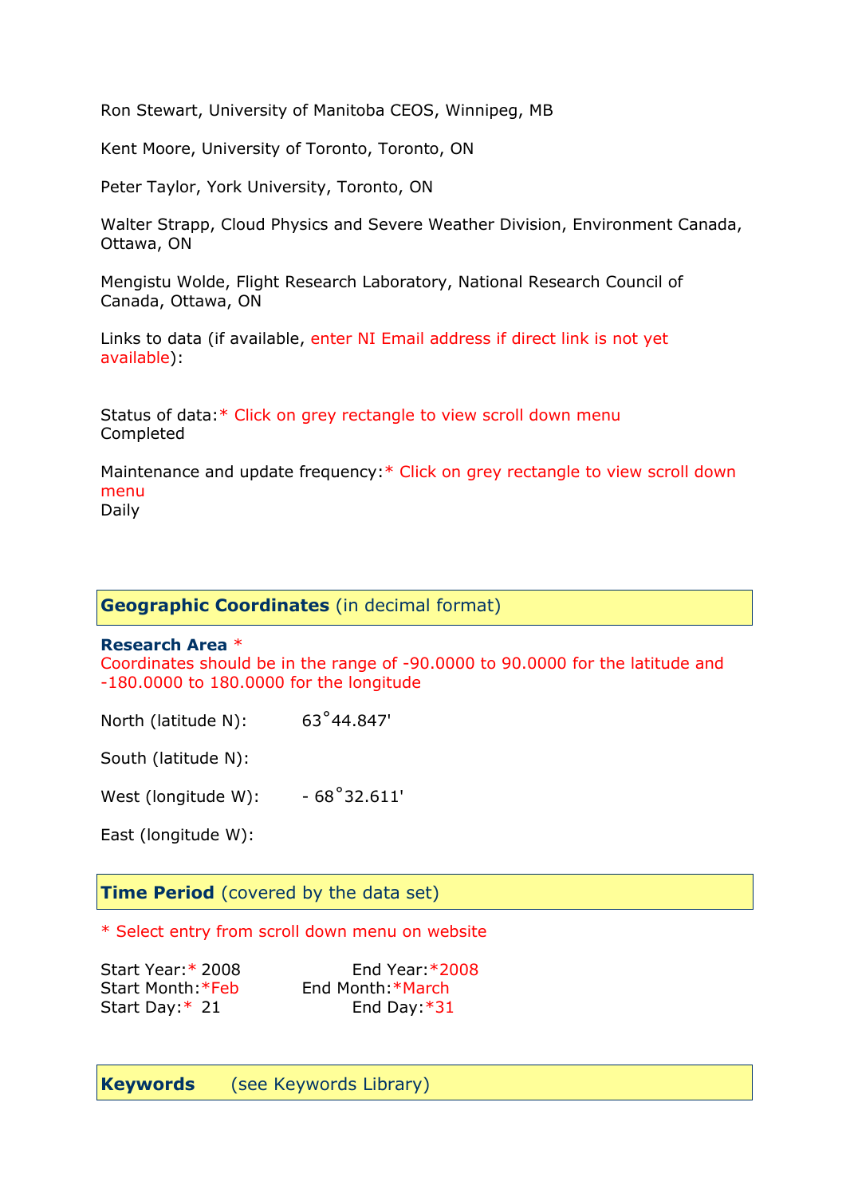Ron Stewart, University of Manitoba CEOS, Winnipeg, MB

Kent Moore, University of Toronto, Toronto, ON

Peter Taylor, York University, Toronto, ON

Walter Strapp, Cloud Physics and Severe Weather Division, Environment Canada, Ottawa, ON

Mengistu Wolde, Flight Research Laboratory, National Research Council of Canada, Ottawa, ON

Links to data (if available, enter NI Email address if direct link is not yet available):

Status of data:* Click on grey rectangle to view scroll down menu
Completed

Maintenance and update frequency:* Click on grey rectangle to view scroll down menu
Daily

## Geographic Coordinates (in decimal format)

**Research Area** *
Coordinates should be in the range of -90.0000 to 90.0000 for the latitude and -180.0000 to 180.0000 for the longitude

North (latitude N): 63°44.847'

South (latitude N):

West (longitude W): - 68°32.611'

East (longitude W):

## Time Period (covered by the data set)

* Select entry from scroll down menu on website

Start Year:* 2008 End Year:*2008
Start Month:*Feb End Month:*March
Start Day:* 21 End Day:*31

## Keywords (see Keywords Library)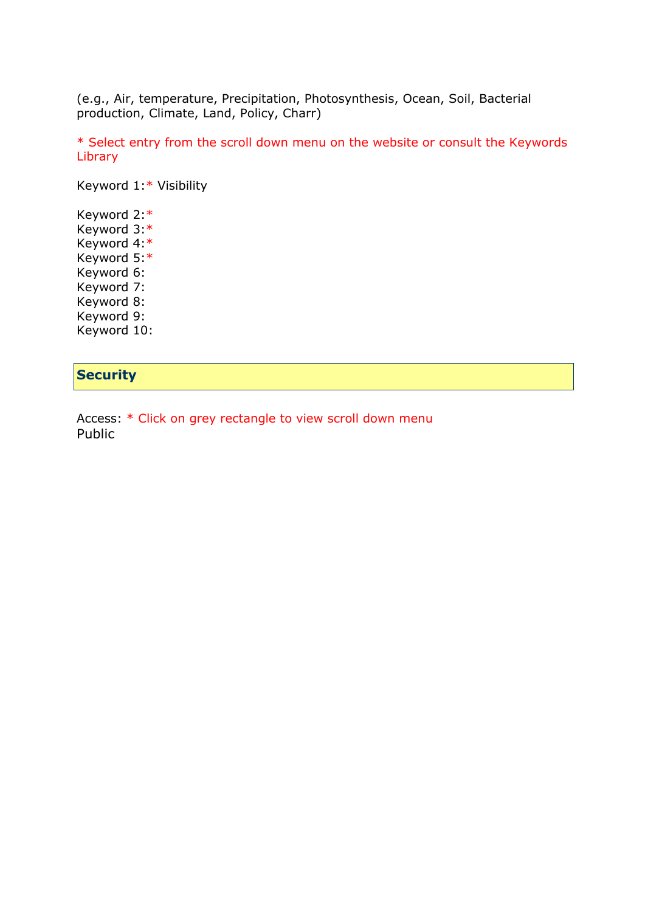(e.g., Air, temperature, Precipitation, Photosynthesis, Ocean, Soil, Bacterial production, Climate, Land, Policy, Charr)

* Select entry from the scroll down menu on the website or consult the Keywords Library

Keyword 1:* Visibility

Keyword 2:*
Keyword 3:*
Keyword 4:*
Keyword 5:*
Keyword 6:
Keyword 7:
Keyword 8:
Keyword 9:
Keyword 10:

## Security

Access: * Click on grey rectangle to view scroll down menu
Public